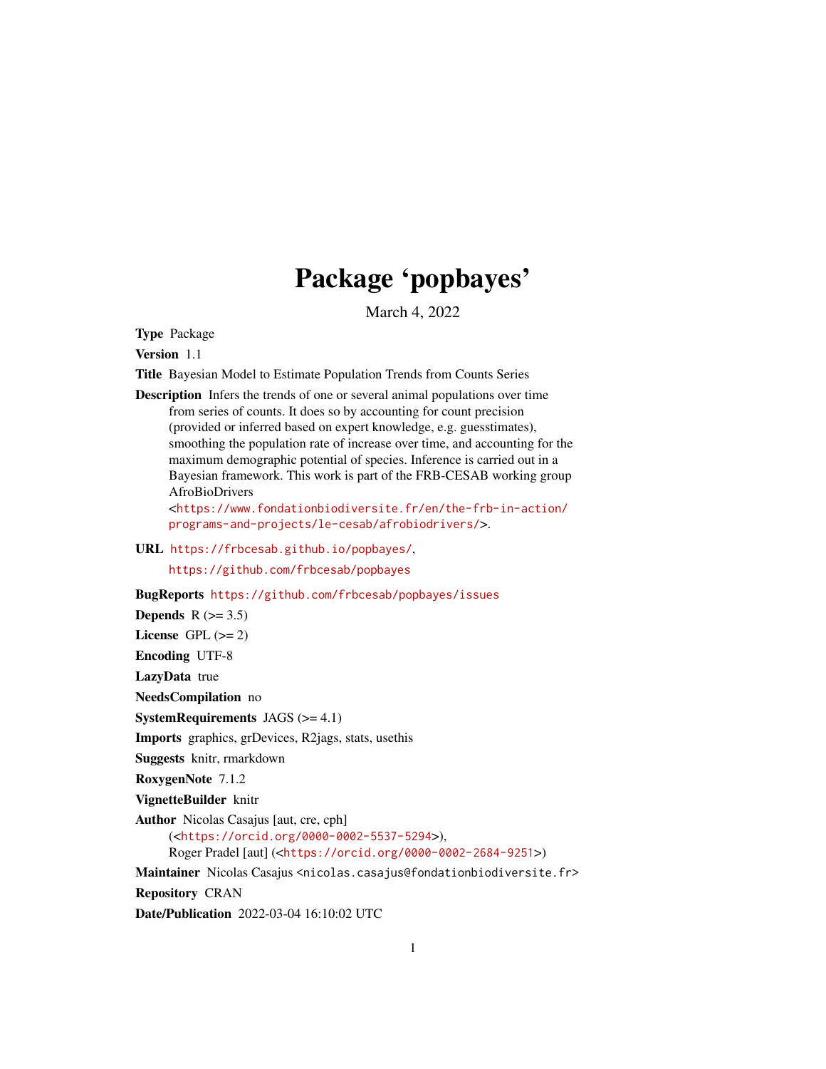# Package 'popbayes'

March 4, 2022

**Type** Package

**Version** 1.1

**Title** Bayesian Model to Estimate Population Trends from Counts Series

**Description** Infers the trends of one or several animal populations over time from series of counts. It does so by accounting for count precision (provided or inferred based on expert knowledge, e.g. guesstimates), smoothing the population rate of increase over time, and accounting for the maximum demographic potential of species. Inference is carried out in a Bayesian framework. This work is part of the FRB-CESAB working group AfroBioDrivers <https://www.fondationbiodiversite.fr/en/the-frb-in-action/programs-and-projects/le-cesab/afrobiodrivers/>.

**URL** https://frbcesab.github.io/popbayes/, https://github.com/frbcesab/popbayes

**BugReports** https://github.com/frbcesab/popbayes/issues

**Depends** R (>= 3.5)

**License** GPL (>= 2)

**Encoding** UTF-8

**LazyData** true

**NeedsCompilation** no

**SystemRequirements** JAGS (>= 4.1)

**Imports** graphics, grDevices, R2jags, stats, usethis

**Suggests** knitr, rmarkdown

**RoxygenNote** 7.1.2

**VignetteBuilder** knitr

**Author** Nicolas Casajus [aut, cre, cph] (<https://orcid.org/0000-0002-5537-5294>), Roger Pradel [aut] (<https://orcid.org/0000-0002-2684-9251>)

**Maintainer** Nicolas Casajus <nicolas.casajus@fondationbiodiversite.fr>

**Repository** CRAN

**Date/Publication** 2022-03-04 16:10:02 UTC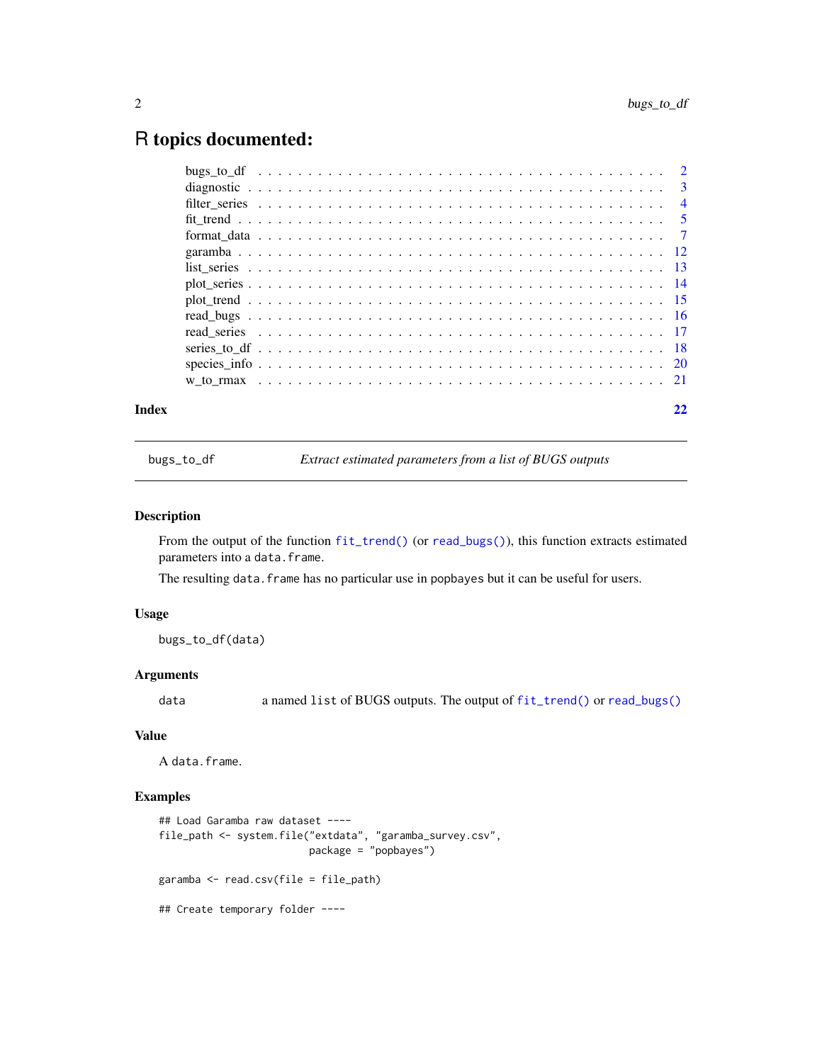# R topics documented:

- bugs_to_df . . . . . . . . . . . . . . . . . . . . . . . . . . . . . . . . . . . . . . . . 2
- diagnostic . . . . . . . . . . . . . . . . . . . . . . . . . . . . . . . . . . . . . . . . 3
- filter_series . . . . . . . . . . . . . . . . . . . . . . . . . . . . . . . . . . . . . . . 4
- fit_trend . . . . . . . . . . . . . . . . . . . . . . . . . . . . . . . . . . . . . . . . . 5
- format_data . . . . . . . . . . . . . . . . . . . . . . . . . . . . . . . . . . . . . . . 7
- garamba . . . . . . . . . . . . . . . . . . . . . . . . . . . . . . . . . . . . . . . . . 12
- list_series . . . . . . . . . . . . . . . . . . . . . . . . . . . . . . . . . . . . . . . 13
- plot_series . . . . . . . . . . . . . . . . . . . . . . . . . . . . . . . . . . . . . . . 14
- plot_trend . . . . . . . . . . . . . . . . . . . . . . . . . . . . . . . . . . . . . . . . 15
- read_bugs . . . . . . . . . . . . . . . . . . . . . . . . . . . . . . . . . . . . . . . . 16
- read_series . . . . . . . . . . . . . . . . . . . . . . . . . . . . . . . . . . . . . . . 17
- series_to_df . . . . . . . . . . . . . . . . . . . . . . . . . . . . . . . . . . . . . . . 18
- species_info . . . . . . . . . . . . . . . . . . . . . . . . . . . . . . . . . . . . . . . 20
- w_to_rmax . . . . . . . . . . . . . . . . . . . . . . . . . . . . . . . . . . . . . . . . 21

**Index** 22

---

## bugs_to_df — *Extract estimated parameters from a list of BUGS outputs*

### Description

From the output of the function `fit_trend()` (or `read_bugs()`), this function extracts estimated parameters into a `data.frame`.

The resulting `data.frame` has no particular use in `popbayes` but it can be useful for users.

### Usage

```
bugs_to_df(data)
```

### Arguments

| | |
|---|---|
| `data` | a named `list` of BUGS outputs. The output of `fit_trend()` or `read_bugs()` |

### Value

A `data.frame`.

### Examples

```
## Load Garamba raw dataset ----
file_path <- system.file("extdata", "garamba_survey.csv",
                         package = "popbayes")

garamba <- read.csv(file = file_path)

## Create temporary folder ----
```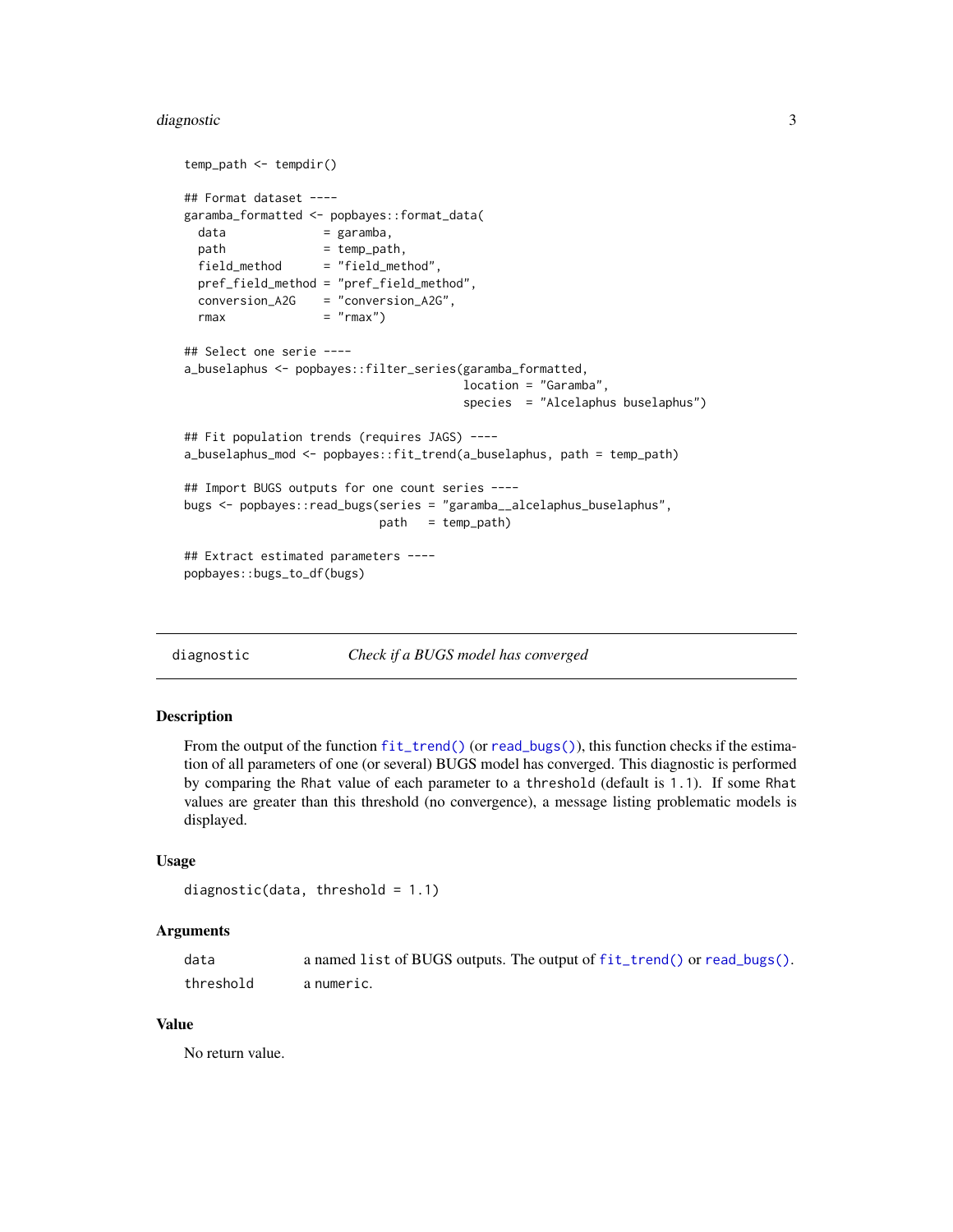```
temp_path <- tempdir()

## Format dataset ----
garamba_formatted <- popbayes::format_data(
  data             = garamba,
  path             = temp_path,
  field_method     = "field_method",
  pref_field_method = "pref_field_method",
  conversion_A2G   = "conversion_A2G",
  rmax             = "rmax")

## Select one serie ----
a_buselaphus <- popbayes::filter_series(garamba_formatted,
                                        location = "Garamba",
                                        species  = "Alcelaphus buselaphus")

## Fit population trends (requires JAGS) ----
a_buselaphus_mod <- popbayes::fit_trend(a_buselaphus, path = temp_path)

## Import BUGS outputs for one count series ----
bugs <- popbayes::read_bugs(series = "garamba__alcelaphus_buselaphus",
                            path   = temp_path)

## Extract estimated parameters ----
popbayes::bugs_to_df(bugs)
```

---

## diagnostic — *Check if a BUGS model has converged*

### Description

From the output of the function `fit_trend()` (or `read_bugs()`), this function checks if the estimation of all parameters of one (or several) BUGS model has converged. This diagnostic is performed by comparing the `Rhat` value of each parameter to a `threshold` (default is `1.1`). If some `Rhat` values are greater than this threshold (no convergence), a message listing problematic models is displayed.

### Usage

```
diagnostic(data, threshold = 1.1)
```

### Arguments

| | |
|---|---|
| `data` | a named `list` of BUGS outputs. The output of `fit_trend()` or `read_bugs()`. |
| `threshold` | a `numeric`. |

### Value

No return value.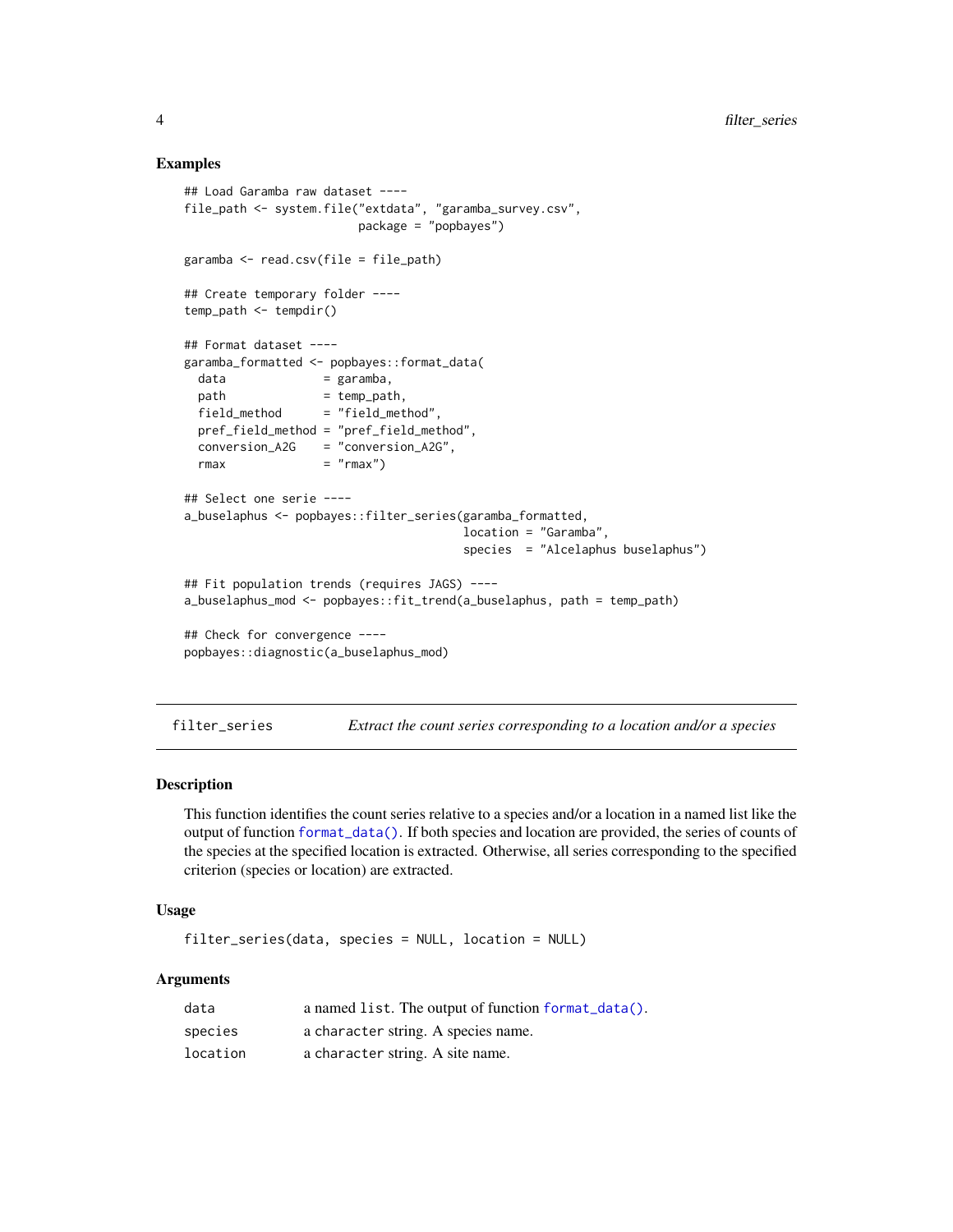### Examples

```
## Load Garamba raw dataset ----
file_path <- system.file("extdata", "garamba_survey.csv",
                         package = "popbayes")

garamba <- read.csv(file = file_path)

## Create temporary folder ----
temp_path <- tempdir()

## Format dataset ----
garamba_formatted <- popbayes::format_data(
  data              = garamba,
  path              = temp_path,
  field_method      = "field_method",
  pref_field_method = "pref_field_method",
  conversion_A2G    = "conversion_A2G",
  rmax              = "rmax")

## Select one serie ----
a_buselaphus <- popbayes::filter_series(garamba_formatted,
                                        location = "Garamba",
                                        species  = "Alcelaphus buselaphus")

## Fit population trends (requires JAGS) ----
a_buselaphus_mod <- popbayes::fit_trend(a_buselaphus, path = temp_path)

## Check for convergence ----
popbayes::diagnostic(a_buselaphus_mod)
```

---

## filter_series — *Extract the count series corresponding to a location and/or a species*

### Description

This function identifies the count series relative to a species and/or a location in a named list like the output of function `format_data()`. If both species and location are provided, the series of counts of the species at the specified location is extracted. Otherwise, all series corresponding to the specified criterion (species or location) are extracted.

### Usage

```
filter_series(data, species = NULL, location = NULL)
```

### Arguments

| | |
|---|---|
| `data` | a named `list`. The output of function `format_data()`. |
| `species` | a `character` string. A species name. |
| `location` | a `character` string. A site name. |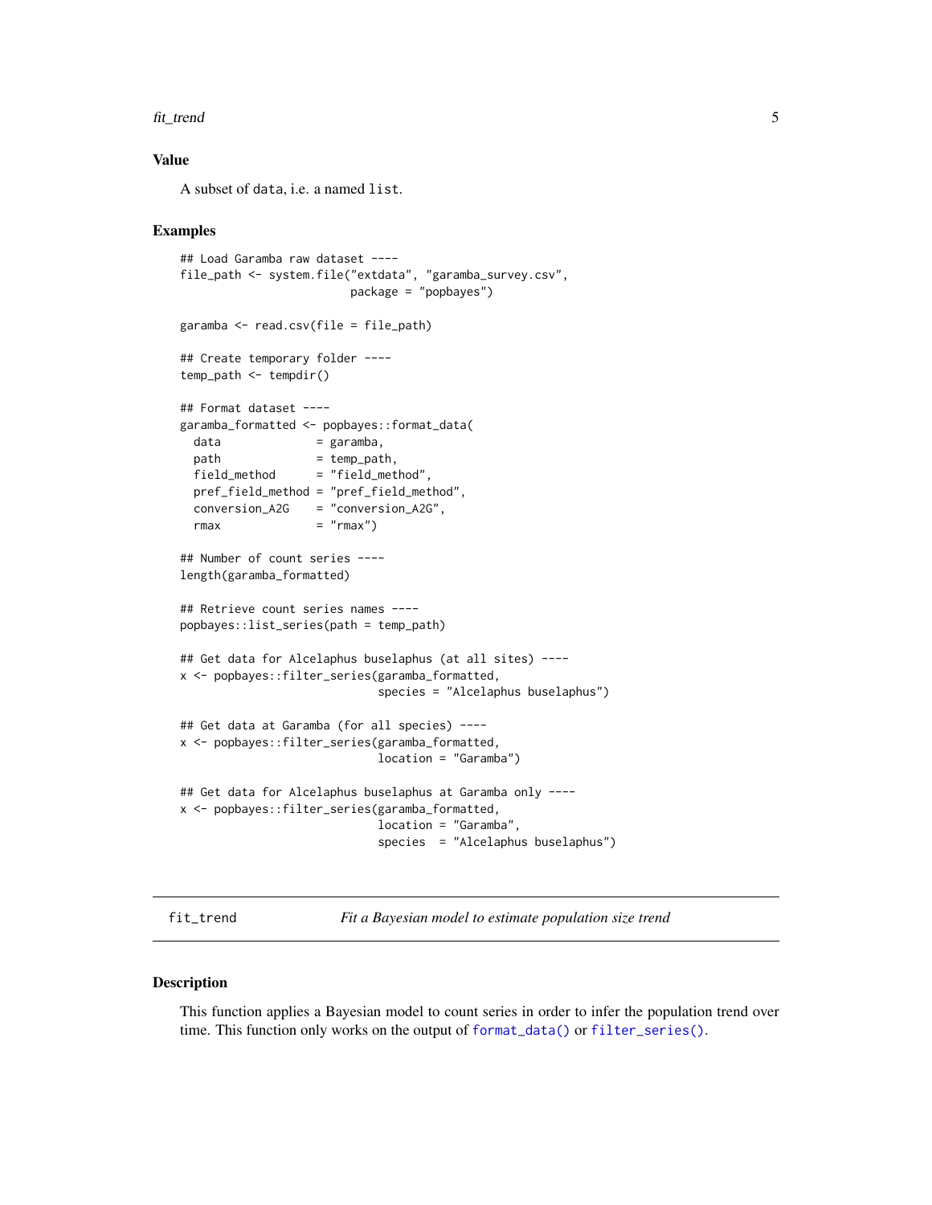## Value

A subset of data, i.e. a named list.

## Examples

```
## Load Garamba raw dataset ----
file_path <- system.file("extdata", "garamba_survey.csv",
                         package = "popbayes")

garamba <- read.csv(file = file_path)

## Create temporary folder ----
temp_path <- tempdir()

## Format dataset ----
garamba_formatted <- popbayes::format_data(
  data              = garamba,
  path              = temp_path,
  field_method      = "field_method",
  pref_field_method = "pref_field_method",
  conversion_A2G    = "conversion_A2G",
  rmax              = "rmax")

## Number of count series ----
length(garamba_formatted)

## Retrieve count series names ----
popbayes::list_series(path = temp_path)

## Get data for Alcelaphus buselaphus (at all sites) ----
x <- popbayes::filter_series(garamba_formatted,
                             species = "Alcelaphus buselaphus")

## Get data at Garamba (for all species) ----
x <- popbayes::filter_series(garamba_formatted,
                             location = "Garamba")

## Get data for Alcelaphus buselaphus at Garamba only ----
x <- popbayes::filter_series(garamba_formatted,
                             location = "Garamba",
                             species  = "Alcelaphus buselaphus")
```

# fit_trend — *Fit a Bayesian model to estimate population size trend*

## Description

This function applies a Bayesian model to count series in order to infer the population trend over time. This function only works on the output of format_data() or filter_series().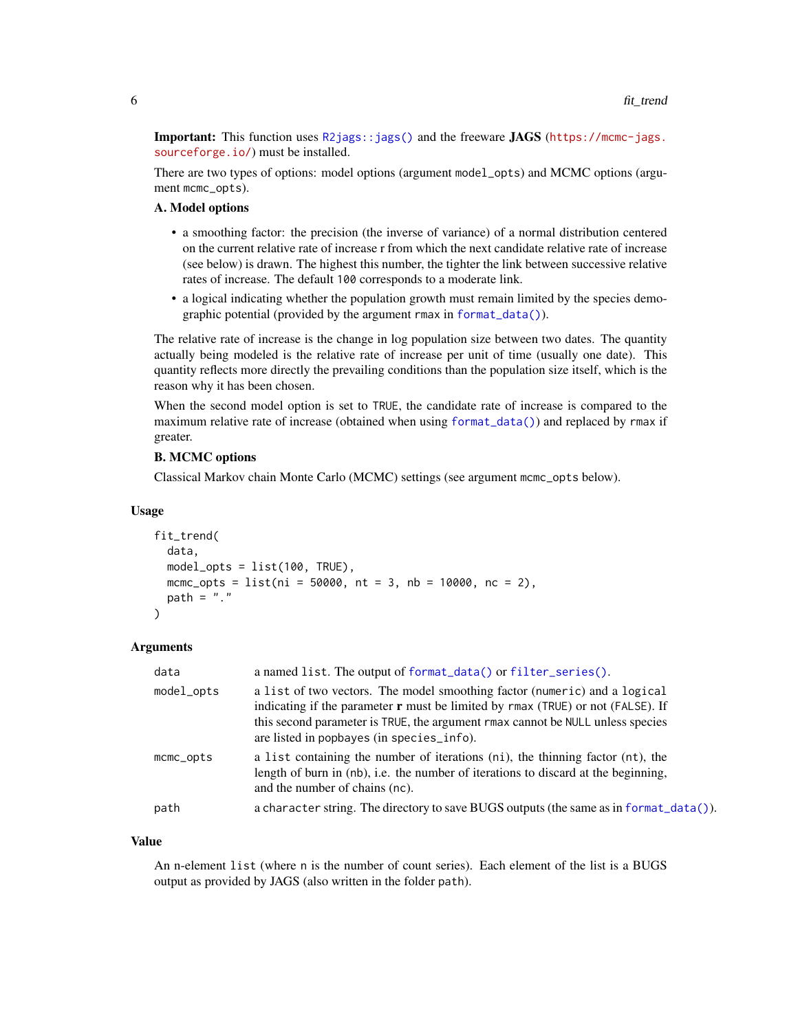**Important:** This function uses `R2jags::jags()` and the freeware **JAGS** (https://mcmc-jags.sourceforge.io/) must be installed.

There are two types of options: model options (argument `model_opts`) and MCMC options (argument `mcmc_opts`).

**A. Model options**

- a smoothing factor: the precision (the inverse of variance) of a normal distribution centered on the current relative rate of increase r from which the next candidate relative rate of increase (see below) is drawn. The highest this number, the tighter the link between successive relative rates of increase. The default `100` corresponds to a moderate link.
- a logical indicating whether the population growth must remain limited by the species demographic potential (provided by the argument `rmax` in `format_data()`).

The relative rate of increase is the change in log population size between two dates. The quantity actually being modeled is the relative rate of increase per unit of time (usually one date). This quantity reflects more directly the prevailing conditions than the population size itself, which is the reason why it has been chosen.

When the second model option is set to `TRUE`, the candidate rate of increase is compared to the maximum relative rate of increase (obtained when using `format_data()`) and replaced by `rmax` if greater.

**B. MCMC options**

Classical Markov chain Monte Carlo (MCMC) settings (see argument `mcmc_opts` below).

## Usage

```
fit_trend(
  data,
  model_opts = list(100, TRUE),
  mcmc_opts = list(ni = 50000, nt = 3, nb = 10000, nc = 2),
  path = "."
)
```

## Arguments

| | |
|---|---|
| `data` | a named `list`. The output of `format_data()` or `filter_series()`. |
| `model_opts` | a `list` of two vectors. The model smoothing factor (`numeric`) and a `logical` indicating if the parameter **r** must be limited by `rmax` (`TRUE`) or not (`FALSE`). If this second parameter is `TRUE`, the argument `rmax` cannot be `NULL` unless species are listed in `popbayes` (in `species_info`). |
| `mcmc_opts` | a `list` containing the number of iterations (`ni`), the thinning factor (`nt`), the length of burn in (`nb`), i.e. the number of iterations to discard at the beginning, and the number of chains (`nc`). |
| `path` | a `character` string. The directory to save BUGS outputs (the same as in `format_data()`). |

## Value

An n-element `list` (where `n` is the number of count series). Each element of the list is a BUGS output as provided by JAGS (also written in the folder `path`).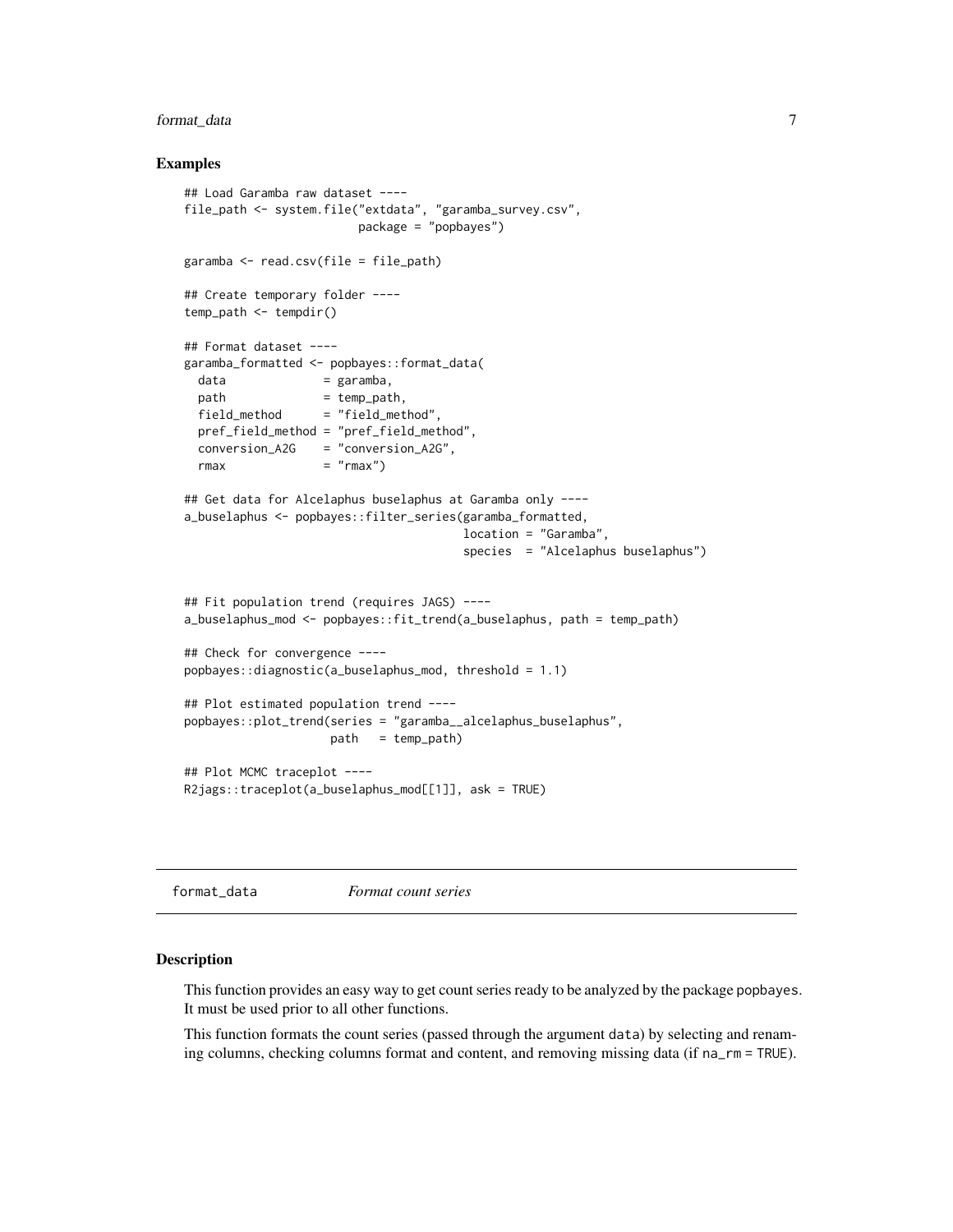### Examples

```
## Load Garamba raw dataset ----
file_path <- system.file("extdata", "garamba_survey.csv",
                         package = "popbayes")

garamba <- read.csv(file = file_path)

## Create temporary folder ----
temp_path <- tempdir()

## Format dataset ----
garamba_formatted <- popbayes::format_data(
  data              = garamba,
  path              = temp_path,
  field_method      = "field_method",
  pref_field_method = "pref_field_method",
  conversion_A2G    = "conversion_A2G",
  rmax              = "rmax")

## Get data for Alcelaphus buselaphus at Garamba only ----
a_buselaphus <- popbayes::filter_series(garamba_formatted,
                                        location = "Garamba",
                                        species  = "Alcelaphus buselaphus")


## Fit population trend (requires JAGS) ----
a_buselaphus_mod <- popbayes::fit_trend(a_buselaphus, path = temp_path)

## Check for convergence ----
popbayes::diagnostic(a_buselaphus_mod, threshold = 1.1)

## Plot estimated population trend ----
popbayes::plot_trend(series = "garamba__alcelaphus_buselaphus",
                     path   = temp_path)

## Plot MCMC traceplot ----
R2jags::traceplot(a_buselaphus_mod[[1]], ask = TRUE)
```

---

## format_data *Format count series*

### Description

This function provides an easy way to get count series ready to be analyzed by the package popbayes. It must be used prior to all other functions.

This function formats the count series (passed through the argument data) by selecting and renaming columns, checking columns format and content, and removing missing data (if na_rm = TRUE).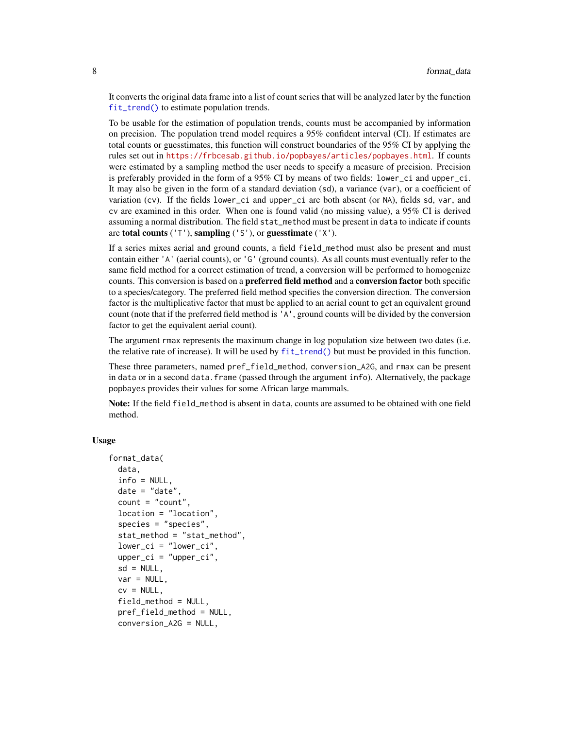It converts the original data frame into a list of count series that will be analyzed later by the function `fit_trend()` to estimate population trends.

To be usable for the estimation of population trends, counts must be accompanied by information on precision. The population trend model requires a 95% confident interval (CI). If estimates are total counts or guesstimates, this function will construct boundaries of the 95% CI by applying the rules set out in https://frbcesab.github.io/popbayes/articles/popbayes.html. If counts were estimated by a sampling method the user needs to specify a measure of precision. Precision is preferably provided in the form of a 95% CI by means of two fields: `lower_ci` and `upper_ci`. It may also be given in the form of a standard deviation (`sd`), a variance (`var`), or a coefficient of variation (`cv`). If the fields `lower_ci` and `upper_ci` are both absent (or `NA`), fields `sd`, `var`, and `cv` are examined in this order. When one is found valid (no missing value), a 95% CI is derived assuming a normal distribution. The field `stat_method` must be present in `data` to indicate if counts are **total counts** (`'T'`), **sampling** (`'S'`), or **guesstimate** (`'X'`).

If a series mixes aerial and ground counts, a field `field_method` must also be present and must contain either `'A'` (aerial counts), or `'G'` (ground counts). As all counts must eventually refer to the same field method for a correct estimation of trend, a conversion will be performed to homogenize counts. This conversion is based on a **preferred field method** and a **conversion factor** both specific to a species/category. The preferred field method specifies the conversion direction. The conversion factor is the multiplicative factor that must be applied to an aerial count to get an equivalent ground count (note that if the preferred field method is `'A'`, ground counts will be divided by the conversion factor to get the equivalent aerial count).

The argument `rmax` represents the maximum change in log population size between two dates (i.e. the relative rate of increase). It will be used by `fit_trend()` but must be provided in this function.

These three parameters, named `pref_field_method`, `conversion_A2G`, and `rmax` can be present in `data` or in a second `data.frame` (passed through the argument `info`). Alternatively, the package popbayes provides their values for some African large mammals.

**Note:** If the field `field_method` is absent in `data`, counts are assumed to be obtained with one field method.

### Usage

```
format_data(
  data,
  info = NULL,
  date = "date",
  count = "count",
  location = "location",
  species = "species",
  stat_method = "stat_method",
  lower_ci = "lower_ci",
  upper_ci = "upper_ci",
  sd = NULL,
  var = NULL,
  cv = NULL,
  field_method = NULL,
  pref_field_method = NULL,
  conversion_A2G = NULL,
```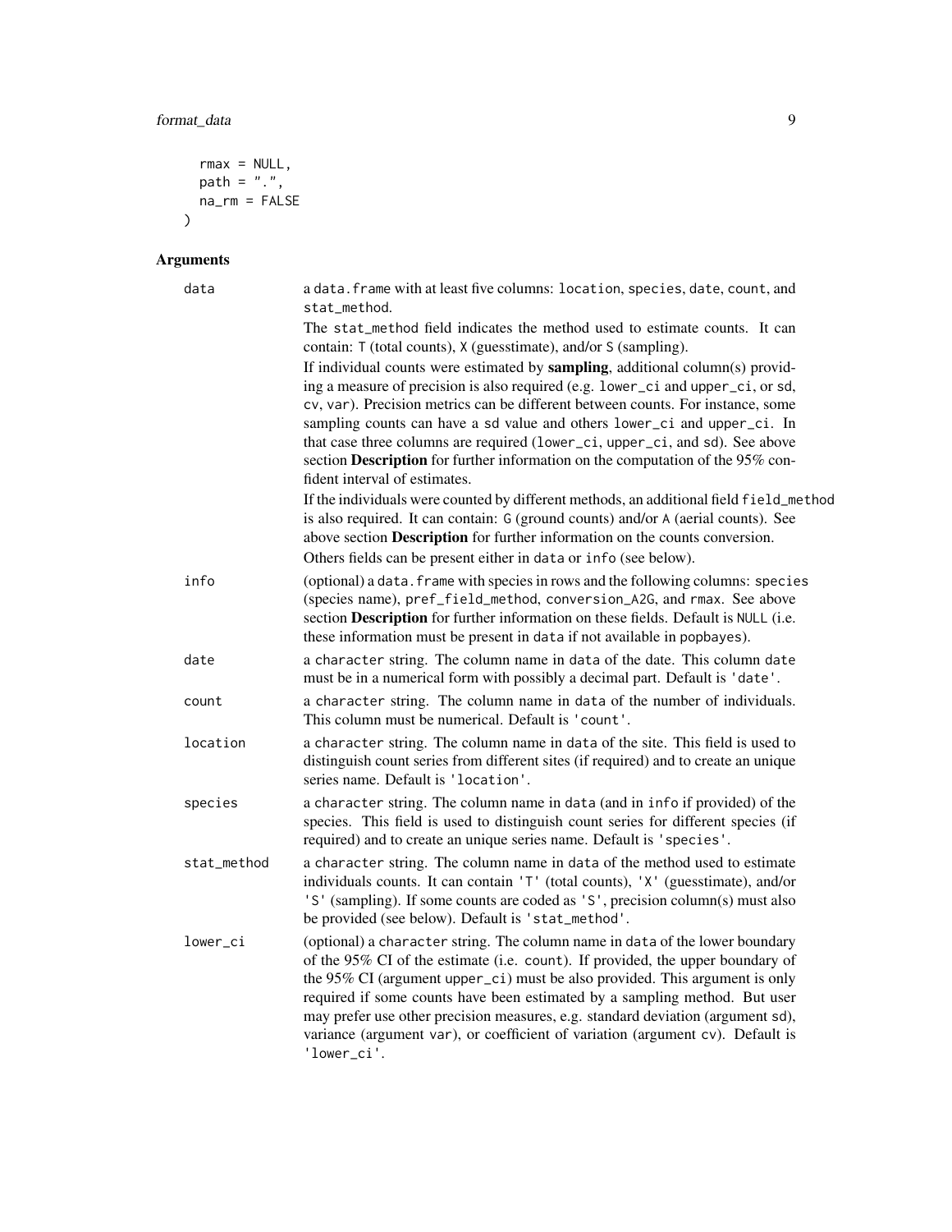```
  rmax = NULL,
  path = ".",
  na_rm = FALSE
)
```

## Arguments

**data** a `data.frame` with at least five columns: `location`, `species`, `date`, `count`, and `stat_method`.

The `stat_method` field indicates the method used to estimate counts. It can contain: `T` (total counts), `X` (guesstimate), and/or `S` (sampling).

If individual counts were estimated by **sampling**, additional column(s) providing a measure of precision is also required (e.g. `lower_ci` and `upper_ci`, or `sd`, `cv`, `var`). Precision metrics can be different between counts. For instance, some sampling counts can have a `sd` value and others `lower_ci` and `upper_ci`. In that case three columns are required (`lower_ci`, `upper_ci`, and `sd`). See above section **Description** for further information on the computation of the 95% confident interval of estimates.

If the individuals were counted by different methods, an additional field `field_method` is also required. It can contain: `G` (ground counts) and/or `A` (aerial counts). See above section **Description** for further information on the counts conversion.

Others fields can be present either in `data` or `info` (see below).

**info** (optional) a `data.frame` with species in rows and the following columns: `species` (species name), `pref_field_method`, `conversion_A2G`, and `rmax`. See above section **Description** for further information on these fields. Default is `NULL` (i.e. these information must be present in `data` if not available in popbayes).

**date** a `character` string. The column name in `data` of the date. This column `date` must be in a numerical form with possibly a decimal part. Default is `'date'`.

**count** a `character` string. The column name in `data` of the number of individuals. This column must be numerical. Default is `'count'`.

**location** a `character` string. The column name in `data` of the site. This field is used to distinguish count series from different sites (if required) and to create an unique series name. Default is `'location'`.

**species** a `character` string. The column name in `data` (and in `info` if provided) of the species. This field is used to distinguish count series for different species (if required) and to create an unique series name. Default is `'species'`.

**stat_method** a `character` string. The column name in `data` of the method used to estimate individuals counts. It can contain `'T'` (total counts), `'X'` (guesstimate), and/or `'S'` (sampling). If some counts are coded as `'S'`, precision column(s) must also be provided (see below). Default is `'stat_method'`.

**lower_ci** (optional) a `character` string. The column name in `data` of the lower boundary of the 95% CI of the estimate (i.e. `count`). If provided, the upper boundary of the 95% CI (argument `upper_ci`) must be also provided. This argument is only required if some counts have been estimated by a sampling method. But user may prefer use other precision measures, e.g. standard deviation (argument `sd`), variance (argument `var`), or coefficient of variation (argument `cv`). Default is `'lower_ci'`.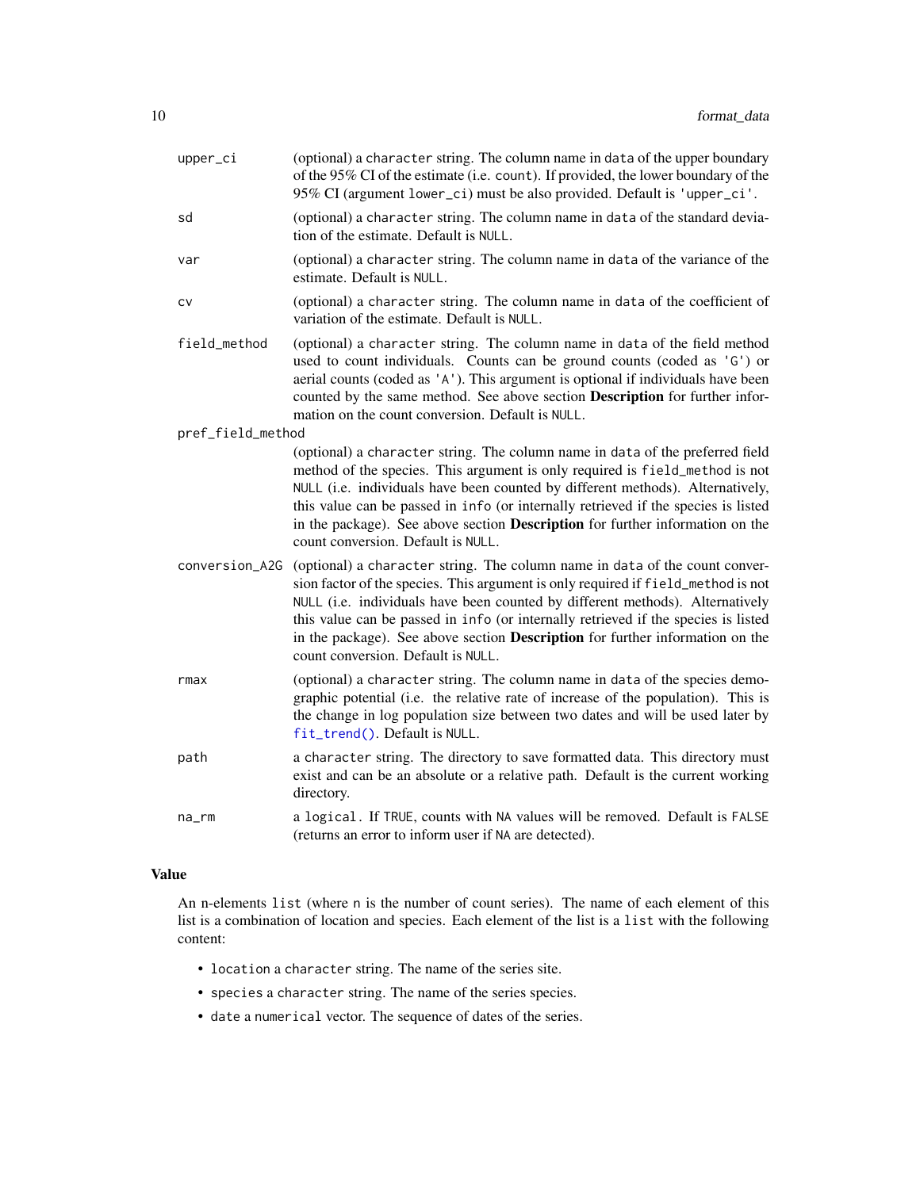`upper_ci`
: (optional) a `character` string. The column name in `data` of the upper boundary of the 95% CI of the estimate (i.e. `count`). If provided, the lower boundary of the 95% CI (argument `lower_ci`) must be also provided. Default is `'upper_ci'`.

`sd`
: (optional) a `character` string. The column name in `data` of the standard deviation of the estimate. Default is `NULL`.

`var`
: (optional) a `character` string. The column name in `data` of the variance of the estimate. Default is `NULL`.

`cv`
: (optional) a `character` string. The column name in `data` of the coefficient of variation of the estimate. Default is `NULL`.

`field_method`
: (optional) a `character` string. The column name in `data` of the field method used to count individuals. Counts can be ground counts (coded as `'G'`) or aerial counts (coded as `'A'`). This argument is optional if individuals have been counted by the same method. See above section **Description** for further information on the count conversion. Default is `NULL`.

`pref_field_method`
: (optional) a `character` string. The column name in `data` of the preferred field method of the species. This argument is only required is `field_method` is not `NULL` (i.e. individuals have been counted by different methods). Alternatively, this value can be passed in `info` (or internally retrieved if the species is listed in the package). See above section **Description** for further information on the count conversion. Default is `NULL`.

`conversion_A2G`
: (optional) a `character` string. The column name in `data` of the count conversion factor of the species. This argument is only required if `field_method` is not `NULL` (i.e. individuals have been counted by different methods). Alternatively this value can be passed in `info` (or internally retrieved if the species is listed in the package). See above section **Description** for further information on the count conversion. Default is `NULL`.

`rmax`
: (optional) a `character` string. The column name in `data` of the species demographic potential (i.e. the relative rate of increase of the population). This is the change in log population size between two dates and will be used later by `fit_trend()`. Default is `NULL`.

`path`
: a `character` string. The directory to save formatted data. This directory must exist and can be an absolute or a relative path. Default is the current working directory.

`na_rm`
: a `logical`. If `TRUE`, counts with `NA` values will be removed. Default is `FALSE` (returns an error to inform user if `NA` are detected).

## Value

An n-elements `list` (where `n` is the number of count series). The name of each element of this list is a combination of location and species. Each element of the list is a `list` with the following content:

- `location` a `character` string. The name of the series site.
- `species` a `character` string. The name of the series species.
- `date` a `numerical` vector. The sequence of dates of the series.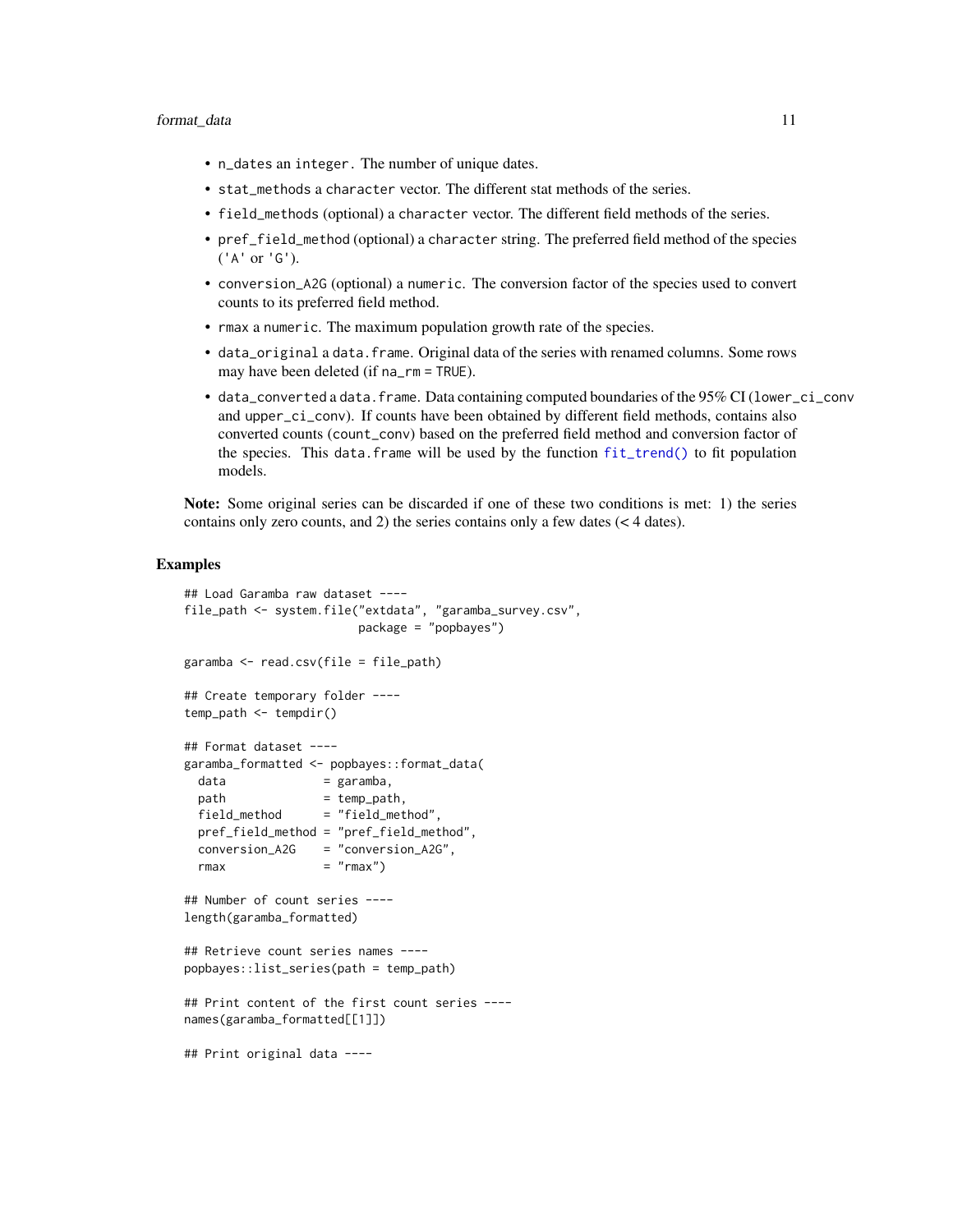- `n_dates` an `integer`. The number of unique dates.
- `stat_methods` a `character` vector. The different stat methods of the series.
- `field_methods` (optional) a `character` vector. The different field methods of the series.
- `pref_field_method` (optional) a `character` string. The preferred field method of the species ('A' or 'G').
- `conversion_A2G` (optional) a `numeric`. The conversion factor of the species used to convert counts to its preferred field method.
- `rmax` a `numeric`. The maximum population growth rate of the species.
- `data_original` a `data.frame`. Original data of the series with renamed columns. Some rows may have been deleted (if `na_rm` = `TRUE`).
- `data_converted` a `data.frame`. Data containing computed boundaries of the 95% CI (`lower_ci_conv` and `upper_ci_conv`). If counts have been obtained by different field methods, contains also converted counts (`count_conv`) based on the preferred field method and conversion factor of the species. This `data.frame` will be used by the function `fit_trend()` to fit population models.

**Note:** Some original series can be discarded if one of these two conditions is met: 1) the series contains only zero counts, and 2) the series contains only a few dates (< 4 dates).

## Examples

```
## Load Garamba raw dataset ----
file_path <- system.file("extdata", "garamba_survey.csv",
                         package = "popbayes")

garamba <- read.csv(file = file_path)

## Create temporary folder ----
temp_path <- tempdir()

## Format dataset ----
garamba_formatted <- popbayes::format_data(
  data              = garamba,
  path              = temp_path,
  field_method      = "field_method",
  pref_field_method = "pref_field_method",
  conversion_A2G    = "conversion_A2G",
  rmax              = "rmax")

## Number of count series ----
length(garamba_formatted)

## Retrieve count series names ----
popbayes::list_series(path = temp_path)

## Print content of the first count series ----
names(garamba_formatted[[1]])

## Print original data ----
```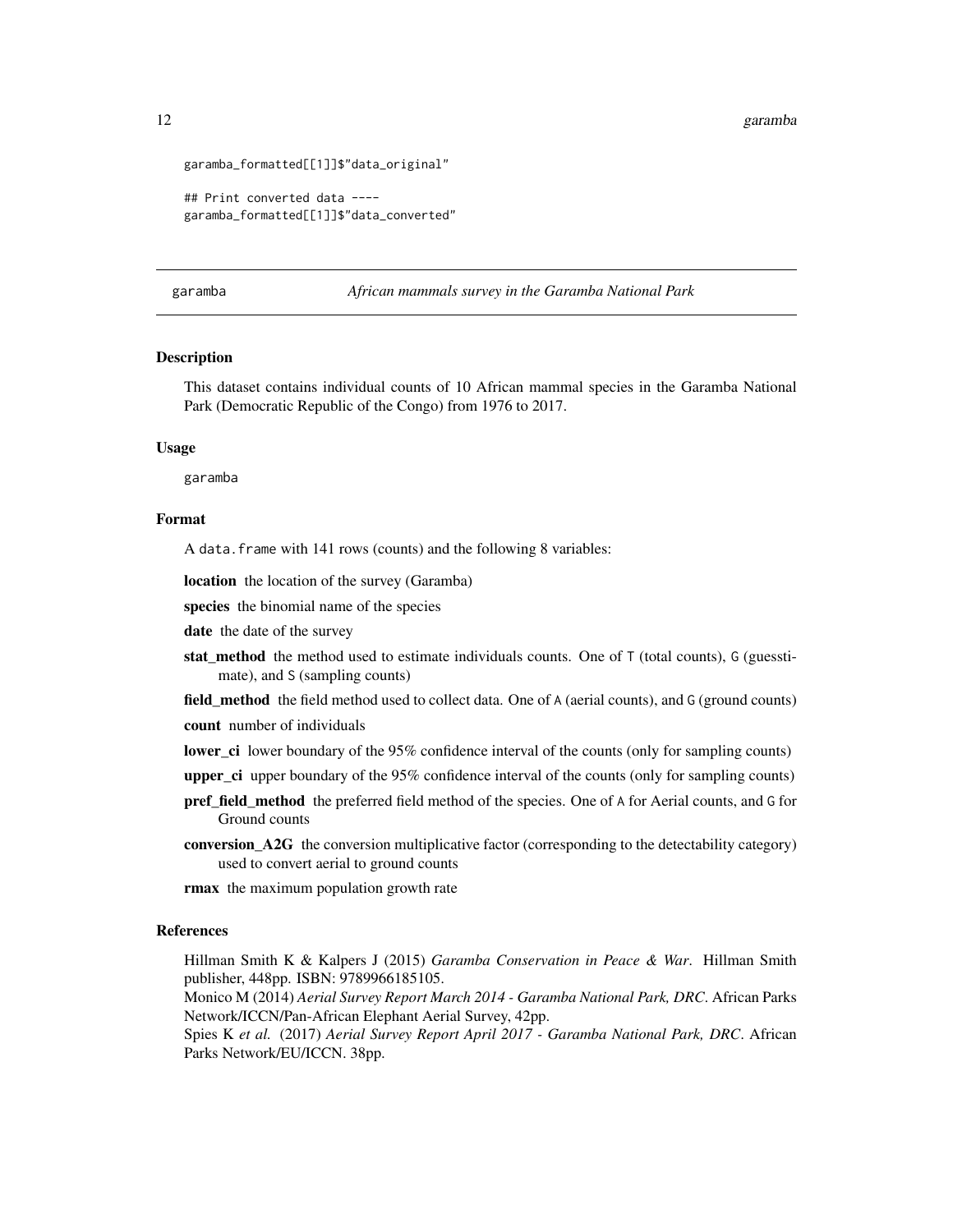```
garamba_formatted[[1]]$"data_original"

## Print converted data ----
garamba_formatted[[1]]$"data_converted"
```

## garamba — *African mammals survey in the Garamba National Park*

### Description

This dataset contains individual counts of 10 African mammal species in the Garamba National Park (Democratic Republic of the Congo) from 1976 to 2017.

### Usage

```
garamba
```

### Format

A `data.frame` with 141 rows (counts) and the following 8 variables:

**location** the location of the survey (Garamba)

**species** the binomial name of the species

**date** the date of the survey

**stat_method** the method used to estimate individuals counts. One of `T` (total counts), `G` (guesstimate), and `S` (sampling counts)

**field_method** the field method used to collect data. One of `A` (aerial counts), and `G` (ground counts)

**count** number of individuals

**lower_ci** lower boundary of the 95% confidence interval of the counts (only for sampling counts)

**upper_ci** upper boundary of the 95% confidence interval of the counts (only for sampling counts)

**pref_field_method** the preferred field method of the species. One of `A` for Aerial counts, and `G` for Ground counts

**conversion_A2G** the conversion multiplicative factor (corresponding to the detectability category) used to convert aerial to ground counts

**rmax** the maximum population growth rate

### References

Hillman Smith K & Kalpers J (2015) *Garamba Conservation in Peace & War*. Hillman Smith publisher, 448pp. ISBN: 9789966185105.

Monico M (2014) *Aerial Survey Report March 2014 - Garamba National Park, DRC*. African Parks Network/ICCN/Pan-African Elephant Aerial Survey, 42pp.

Spies K *et al.* (2017) *Aerial Survey Report April 2017 - Garamba National Park, DRC*. African Parks Network/EU/ICCN. 38pp.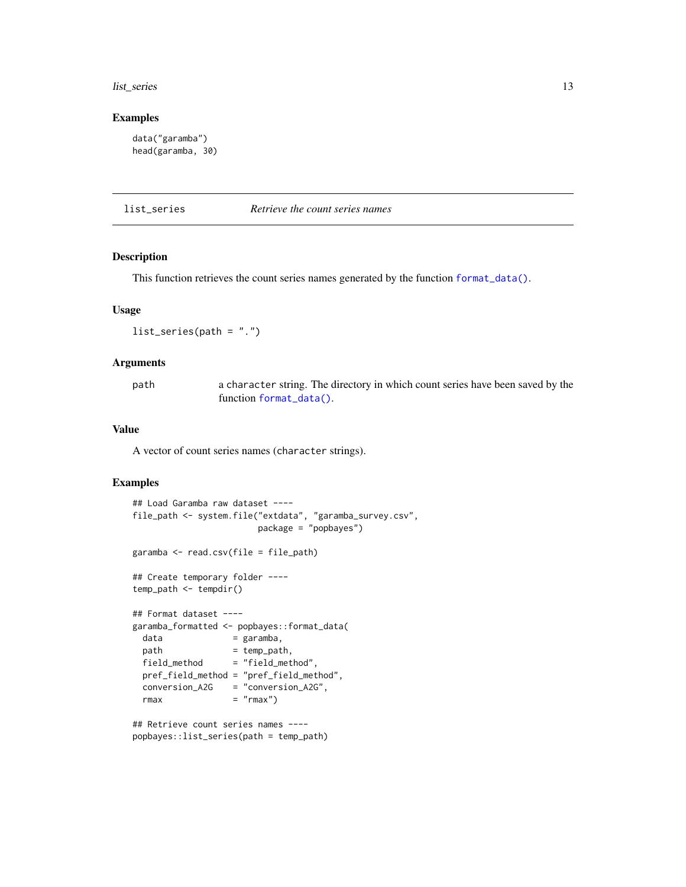### Examples

```
data("garamba")
head(garamba, 30)
```

---

## list_series *Retrieve the count series names*

### Description

This function retrieves the count series names generated by the function `format_data()`.

### Usage

```
list_series(path = ".")
```

### Arguments

| | |
|---|---|
| path | a character string. The directory in which count series have been saved by the function `format_data()`. |

### Value

A vector of count series names (character strings).

### Examples

```
## Load Garamba raw dataset ----
file_path <- system.file("extdata", "garamba_survey.csv",
                         package = "popbayes")

garamba <- read.csv(file = file_path)

## Create temporary folder ----
temp_path <- tempdir()

## Format dataset ----
garamba_formatted <- popbayes::format_data(
  data              = garamba,
  path              = temp_path,
  field_method      = "field_method",
  pref_field_method = "pref_field_method",
  conversion_A2G    = "conversion_A2G",
  rmax              = "rmax")

## Retrieve count series names ----
popbayes::list_series(path = temp_path)
```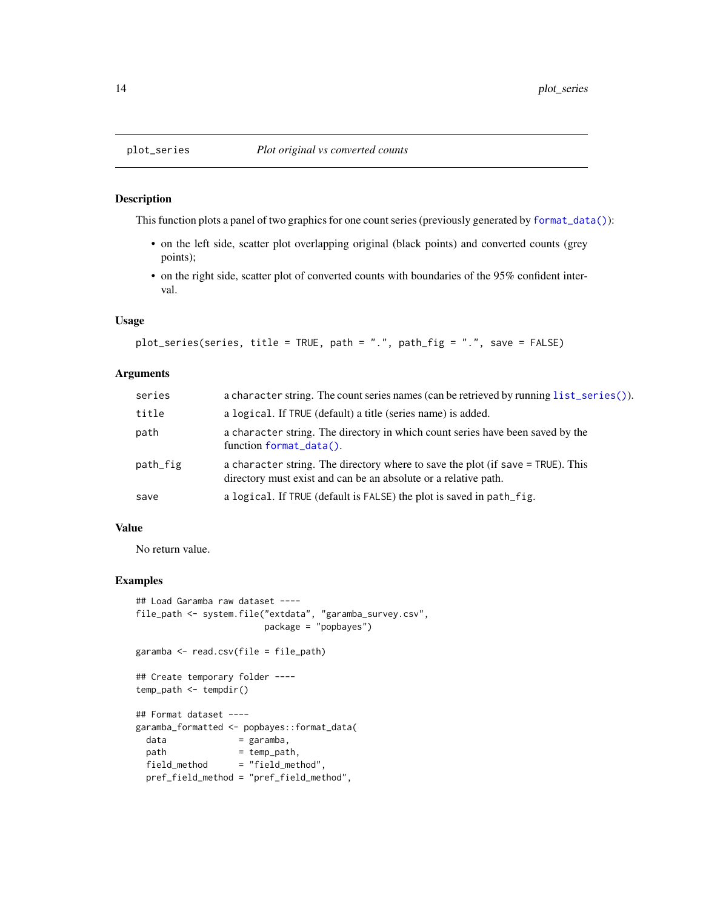## plot_series — *Plot original vs converted counts*

### Description

This function plots a panel of two graphics for one count series (previously generated by `format_data()`):

- on the left side, scatter plot overlapping original (black points) and converted counts (grey points);
- on the right side, scatter plot of converted counts with boundaries of the 95% confident interval.

### Usage

```
plot_series(series, title = TRUE, path = ".", path_fig = ".", save = FALSE)
```

### Arguments

| | |
|---|---|
| `series` | a `character` string. The count series names (can be retrieved by running `list_series()`). |
| `title` | a `logical`. If `TRUE` (default) a title (series name) is added. |
| `path` | a `character` string. The directory in which count series have been saved by the function `format_data()`. |
| `path_fig` | a `character` string. The directory where to save the plot (if `save = TRUE`). This directory must exist and can be an absolute or a relative path. |
| `save` | a `logical`. If `TRUE` (default is `FALSE`) the plot is saved in `path_fig`. |

### Value

No return value.

### Examples

```
## Load Garamba raw dataset ----
file_path <- system.file("extdata", "garamba_survey.csv",
                         package = "popbayes")

garamba <- read.csv(file = file_path)

## Create temporary folder ----
temp_path <- tempdir()

## Format dataset ----
garamba_formatted <- popbayes::format_data(
  data              = garamba,
  path              = temp_path,
  field_method      = "field_method",
  pref_field_method = "pref_field_method",
```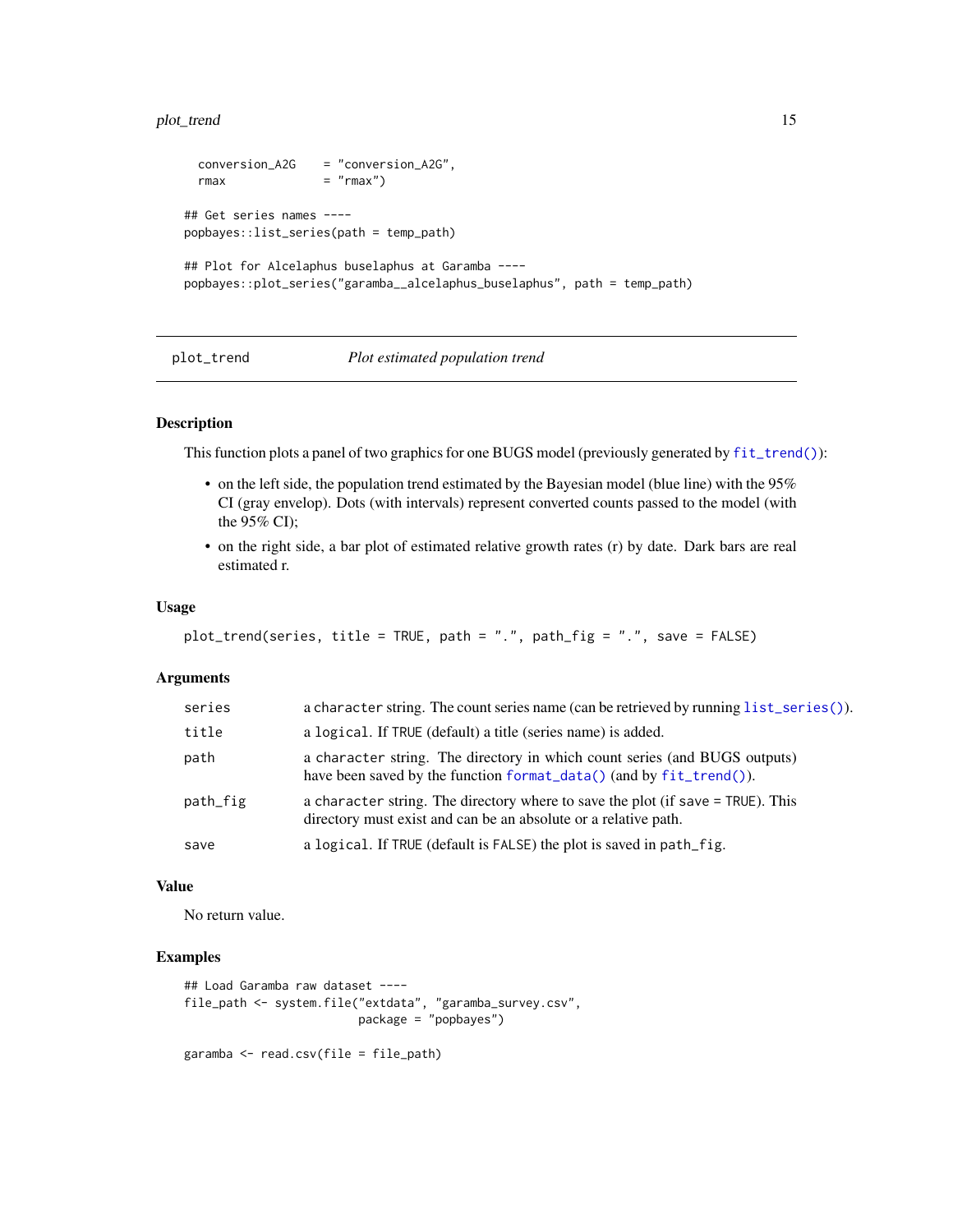```
  conversion_A2G    = "conversion_A2G",
  rmax              = "rmax")

## Get series names ----
popbayes::list_series(path = temp_path)

## Plot for Alcelaphus buselaphus at Garamba ----
popbayes::plot_series("garamba__alcelaphus_buselaphus", path = temp_path)
```

## plot_trend — *Plot estimated population trend*

### Description

This function plots a panel of two graphics for one BUGS model (previously generated by `fit_trend()`):

- on the left side, the population trend estimated by the Bayesian model (blue line) with the 95% CI (gray envelop). Dots (with intervals) represent converted counts passed to the model (with the 95% CI);
- on the right side, a bar plot of estimated relative growth rates (r) by date. Dark bars are real estimated r.

### Usage

```
plot_trend(series, title = TRUE, path = ".", path_fig = ".", save = FALSE)
```

### Arguments

| | |
|---|---|
| `series` | a `character` string. The count series name (can be retrieved by running `list_series()`). |
| `title` | a `logical`. If `TRUE` (default) a title (series name) is added. |
| `path` | a `character` string. The directory in which count series (and BUGS outputs) have been saved by the function `format_data()` (and by `fit_trend()`). |
| `path_fig` | a `character` string. The directory where to save the plot (if `save = TRUE`). This directory must exist and can be an absolute or a relative path. |
| `save` | a `logical`. If `TRUE` (default is `FALSE`) the plot is saved in `path_fig`. |

### Value

No return value.

### Examples

```
## Load Garamba raw dataset ----
file_path <- system.file("extdata", "garamba_survey.csv",
                         package = "popbayes")

garamba <- read.csv(file = file_path)
```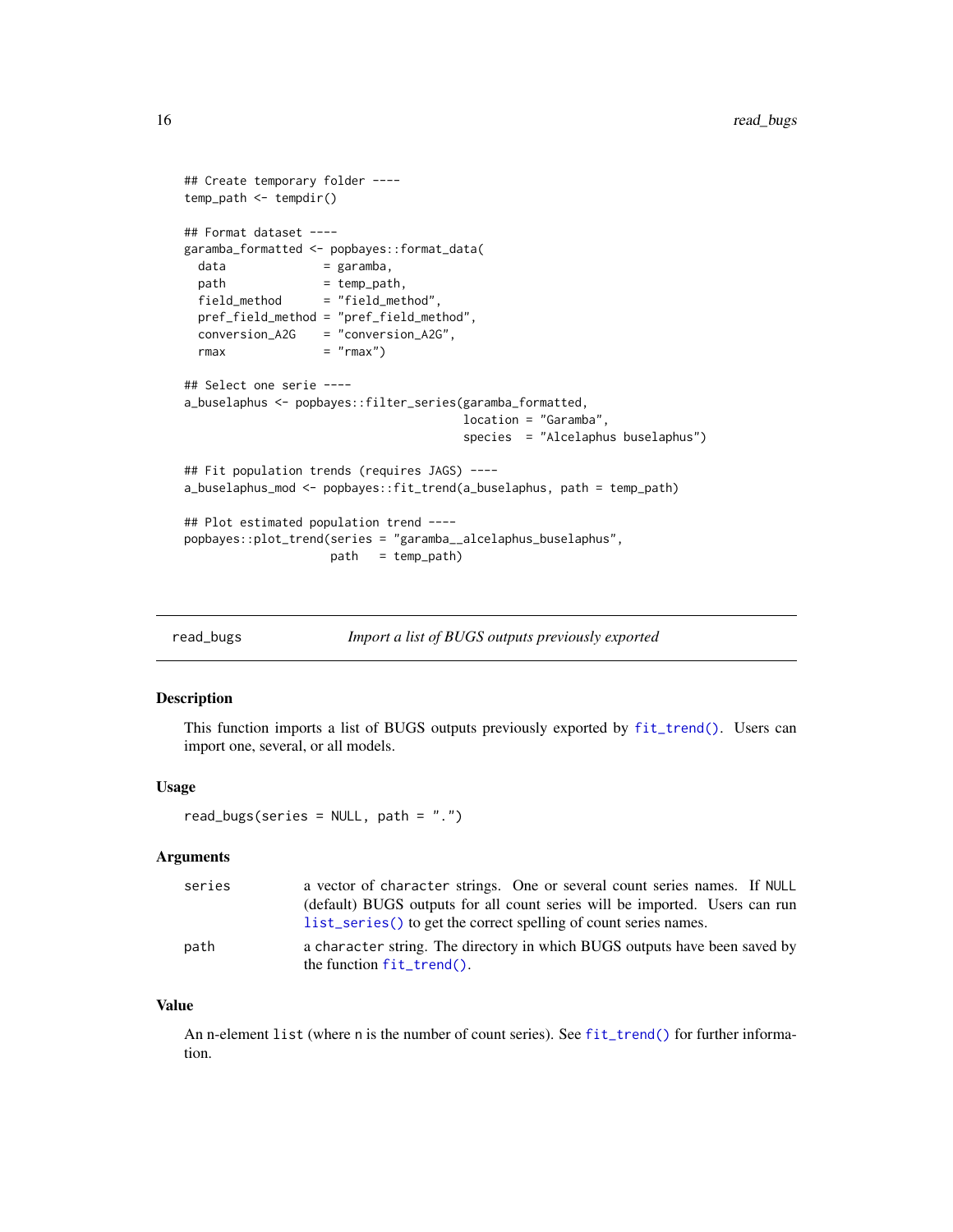```r
## Create temporary folder ----
temp_path <- tempdir()

## Format dataset ----
garamba_formatted <- popbayes::format_data(
  data              = garamba,
  path              = temp_path,
  field_method      = "field_method",
  pref_field_method = "pref_field_method",
  conversion_A2G    = "conversion_A2G",
  rmax              = "rmax")

## Select one serie ----
a_buselaphus <- popbayes::filter_series(garamba_formatted,
                                        location = "Garamba",
                                        species  = "Alcelaphus buselaphus")

## Fit population trends (requires JAGS) ----
a_buselaphus_mod <- popbayes::fit_trend(a_buselaphus, path = temp_path)

## Plot estimated population trend ----
popbayes::plot_trend(series = "garamba__alcelaphus_buselaphus",
                     path   = temp_path)
```

## read_bugs — *Import a list of BUGS outputs previously exported*

### Description

This function imports a list of BUGS outputs previously exported by `fit_trend()`. Users can import one, several, or all models.

### Usage

```r
read_bugs(series = NULL, path = ".")
```

### Arguments

| | |
|---|---|
| `series` | a vector of `character` strings. One or several count series names. If `NULL` (default) BUGS outputs for all count series will be imported. Users can run `list_series()` to get the correct spelling of count series names. |
| `path` | a `character` string. The directory in which BUGS outputs have been saved by the function `fit_trend()`. |

### Value

An n-element `list` (where n is the number of count series). See `fit_trend()` for further information.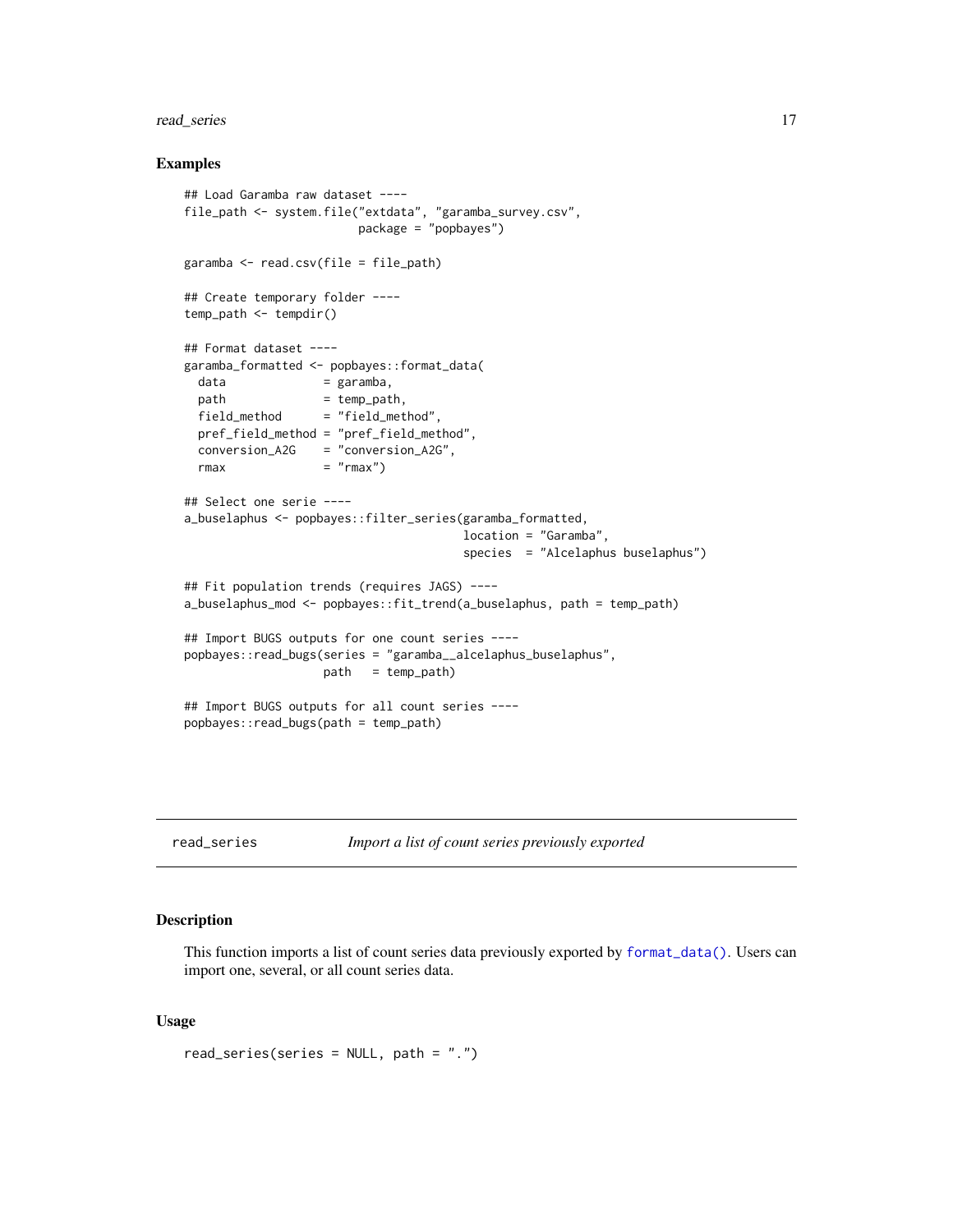## Examples

```
## Load Garamba raw dataset ----
file_path <- system.file("extdata", "garamba_survey.csv",
                         package = "popbayes")

garamba <- read.csv(file = file_path)

## Create temporary folder ----
temp_path <- tempdir()

## Format dataset ----
garamba_formatted <- popbayes::format_data(
  data              = garamba,
  path              = temp_path,
  field_method      = "field_method",
  pref_field_method = "pref_field_method",
  conversion_A2G    = "conversion_A2G",
  rmax              = "rmax")

## Select one serie ----
a_buselaphus <- popbayes::filter_series(garamba_formatted,
                                        location = "Garamba",
                                        species  = "Alcelaphus buselaphus")

## Fit population trends (requires JAGS) ----
a_buselaphus_mod <- popbayes::fit_trend(a_buselaphus, path = temp_path)

## Import BUGS outputs for one count series ----
popbayes::read_bugs(series = "garamba__alcelaphus_buselaphus",
                    path   = temp_path)

## Import BUGS outputs for all count series ----
popbayes::read_bugs(path = temp_path)
```

---

# read_series — *Import a list of count series previously exported*

## Description

This function imports a list of count series data previously exported by `format_data()`. Users can import one, several, or all count series data.

## Usage

```
read_series(series = NULL, path = ".")
```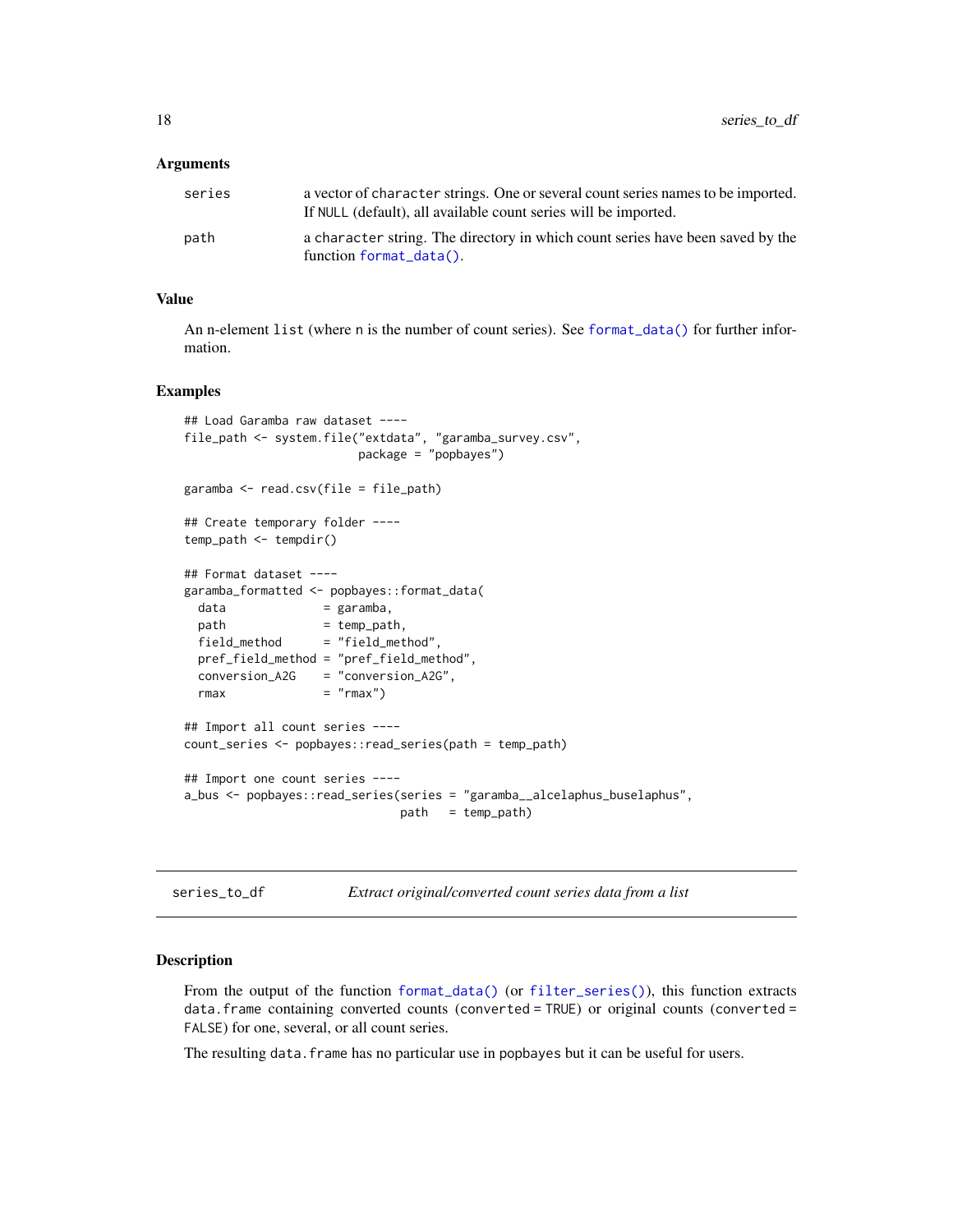### Arguments

| | |
|---|---|
| `series` | a vector of `character` strings. One or several count series names to be imported. If `NULL` (default), all available count series will be imported. |
| `path` | a `character` string. The directory in which count series have been saved by the function `format_data()`. |

### Value

An n-element `list` (where `n` is the number of count series). See `format_data()` for further information.

### Examples

```
## Load Garamba raw dataset ----
file_path <- system.file("extdata", "garamba_survey.csv",
                         package = "popbayes")

garamba <- read.csv(file = file_path)

## Create temporary folder ----
temp_path <- tempdir()

## Format dataset ----
garamba_formatted <- popbayes::format_data(
  data              = garamba,
  path              = temp_path,
  field_method      = "field_method",
  pref_field_method = "pref_field_method",
  conversion_A2G    = "conversion_A2G",
  rmax              = "rmax")

## Import all count series ----
count_series <- popbayes::read_series(path = temp_path)

## Import one count series ----
a_bus <- popbayes::read_series(series = "garamba__alcelaphus_buselaphus",
                               path   = temp_path)
```

---

## series_to_df    *Extract original/converted count series data from a list*

---

### Description

From the output of the function `format_data()` (or `filter_series()`), this function extracts `data.frame` containing converted counts (`converted = TRUE`) or original counts (`converted = FALSE`) for one, several, or all count series.

The resulting `data.frame` has no particular use in `popbayes` but it can be useful for users.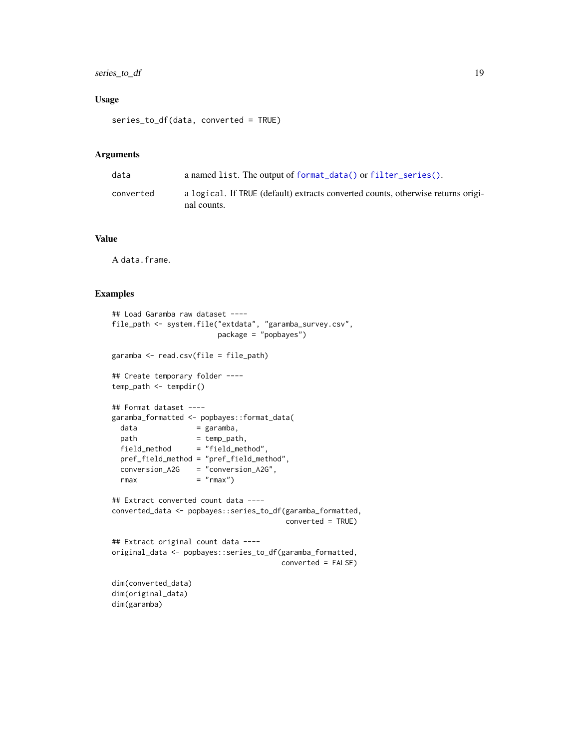### Usage

```
series_to_df(data, converted = TRUE)
```

### Arguments

| | |
|---|---|
| `data` | a named `list`. The output of `format_data()` or `filter_series()`. |
| `converted` | a `logical`. If `TRUE` (default) extracts converted counts, otherwise returns original counts. |

### Value

A `data.frame`.

### Examples

```
## Load Garamba raw dataset ----
file_path <- system.file("extdata", "garamba_survey.csv",
                         package = "popbayes")

garamba <- read.csv(file = file_path)

## Create temporary folder ----
temp_path <- tempdir()

## Format dataset ----
garamba_formatted <- popbayes::format_data(
  data              = garamba,
  path              = temp_path,
  field_method      = "field_method",
  pref_field_method = "pref_field_method",
  conversion_A2G    = "conversion_A2G",
  rmax              = "rmax")

## Extract converted count data ----
converted_data <- popbayes::series_to_df(garamba_formatted,
                                         converted = TRUE)

## Extract original count data ----
original_data <- popbayes::series_to_df(garamba_formatted,
                                        converted = FALSE)

dim(converted_data)
dim(original_data)
dim(garamba)
```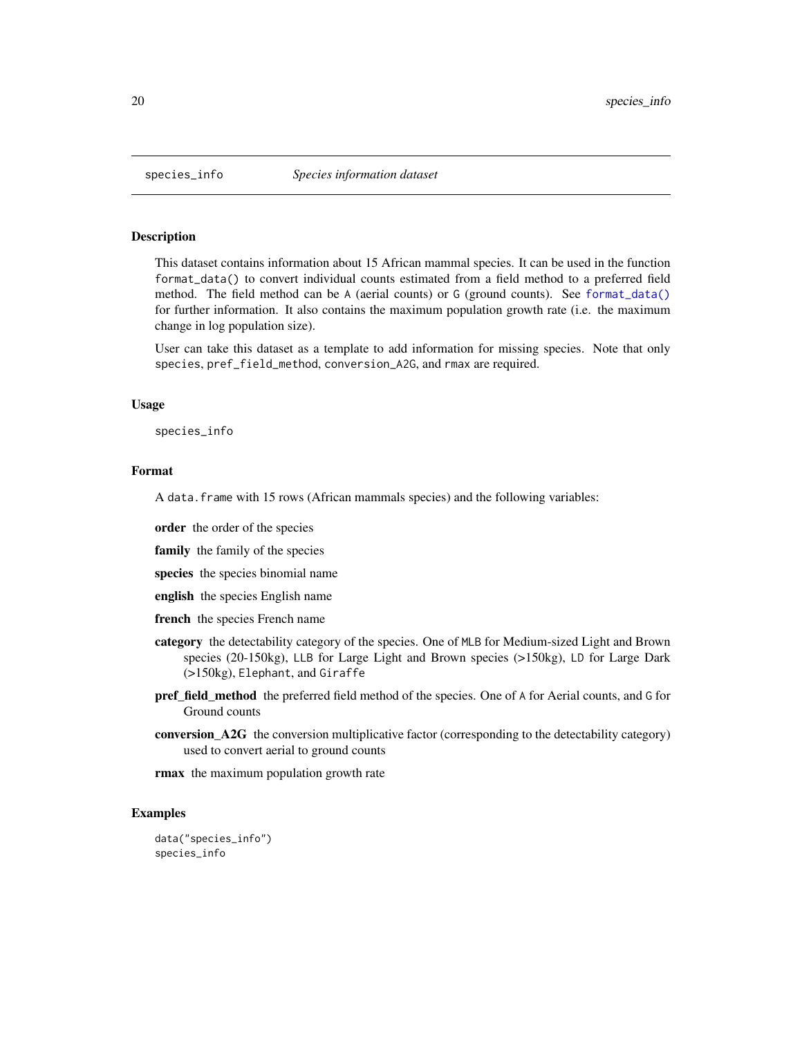`species_info` *Species information dataset*

### Description

This dataset contains information about 15 African mammal species. It can be used in the function `format_data()` to convert individual counts estimated from a field method to a preferred field method. The field method can be `A` (aerial counts) or `G` (ground counts). See `format_data()` for further information. It also contains the maximum population growth rate (i.e. the maximum change in log population size).

User can take this dataset as a template to add information for missing species. Note that only `species`, `pref_field_method`, `conversion_A2G`, and `rmax` are required.

### Usage

```
species_info
```

### Format

A `data.frame` with 15 rows (African mammals species) and the following variables:

- **order** the order of the species
- **family** the family of the species
- **species** the species binomial name
- **english** the species English name
- **french** the species French name
- **category** the detectability category of the species. One of `MLB` for Medium-sized Light and Brown species (20-150kg), `LLB` for Large Light and Brown species (>150kg), `LD` for Large Dark (>150kg), `Elephant`, and `Giraffe`
- **pref_field_method** the preferred field method of the species. One of `A` for Aerial counts, and `G` for Ground counts
- **conversion_A2G** the conversion multiplicative factor (corresponding to the detectability category) used to convert aerial to ground counts
- **rmax** the maximum population growth rate

### Examples

```
data("species_info")
species_info
```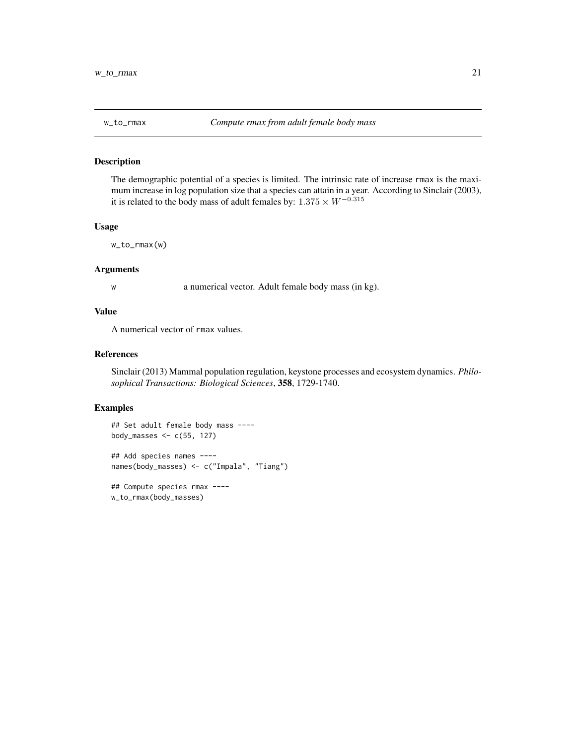# w_to_rmax *Compute rmax from adult female body mass*

## Description

The demographic potential of a species is limited. The intrinsic rate of increase rmax is the maximum increase in log population size that a species can attain in a year. According to Sinclair (2003), it is related to the body mass of adult females by: $1.375 \times W^{-0.315}$

## Usage

```
w_to_rmax(w)
```

## Arguments

| | |
|---|---|
| w | a numerical vector. Adult female body mass (in kg). |

## Value

A numerical vector of rmax values.

## References

Sinclair (2013) Mammal population regulation, keystone processes and ecosystem dynamics. *Philosophical Transactions: Biological Sciences*, **358**, 1729-1740.

## Examples

```
## Set adult female body mass ----
body_masses <- c(55, 127)

## Add species names ----
names(body_masses) <- c("Impala", "Tiang")

## Compute species rmax ----
w_to_rmax(body_masses)
```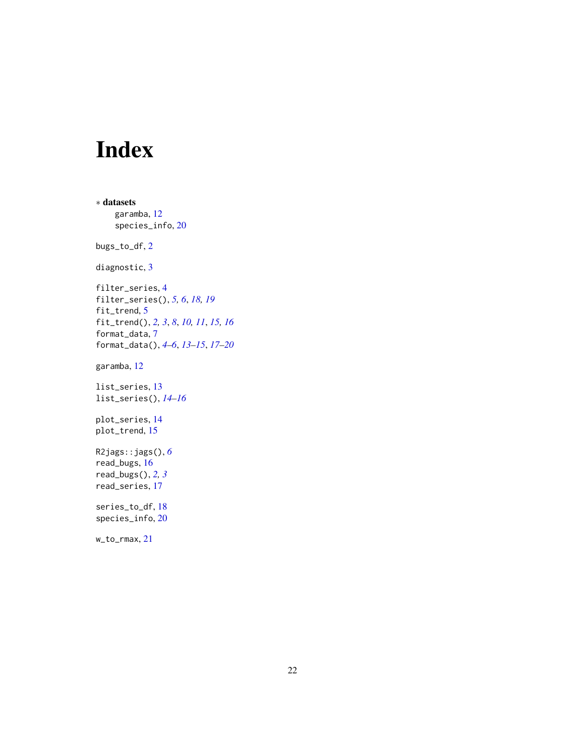# Index

∗ **datasets**
    garamba, 12
    species_info, 20

bugs_to_df, 2

diagnostic, 3

filter_series, 4
filter_series(), *5, 6*, *18, 19*
fit_trend, 5
fit_trend(), *2, 3*, *8*, *10, 11*, *15, 16*
format_data, 7
format_data(), *4–6*, *13–15*, *17–20*

garamba, 12

list_series, 13
list_series(), *14–16*

plot_series, 14
plot_trend, 15

R2jags::jags(), *6*
read_bugs, 16
read_bugs(), *2, 3*
read_series, 17

series_to_df, 18
species_info, 20

w_to_rmax, 21